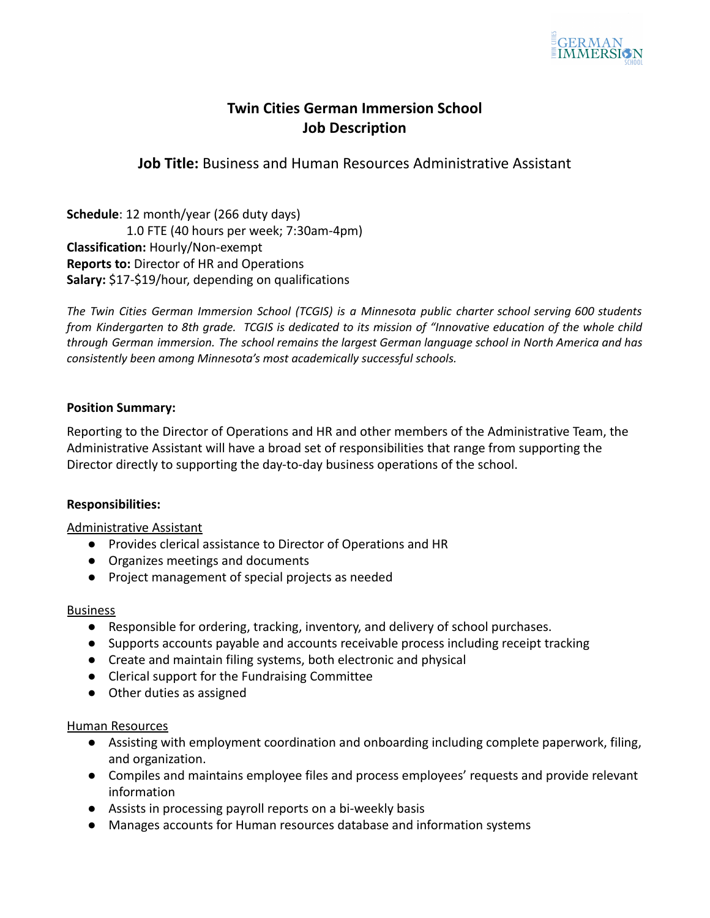# Twin Cities German Immersion School
# Job Description

## **Job Title:** Business and Human Resources Administrative Assistant

**Schedule**: 12 month/year (266 duty days)
1.0 FTE (40 hours per week; 7:30am-4pm)
**Classification:** Hourly/Non-exempt
**Reports to:** Director of HR and Operations
**Salary:** $17-$19/hour, depending on qualifications

*The Twin Cities German Immersion School (TCGIS) is a Minnesota public charter school serving 600 students from Kindergarten to 8th grade. TCGIS is dedicated to its mission of "Innovative education of the whole child through German immersion. The school remains the largest German language school in North America and has consistently been among Minnesota's most academically successful schools.*

**Position Summary:**

Reporting to the Director of Operations and HR and other members of the Administrative Team, the Administrative Assistant will have a broad set of responsibilities that range from supporting the Director directly to supporting the day-to-day business operations of the school.

**Responsibilities:**

Administrative Assistant

- Provides clerical assistance to Director of Operations and HR
- Organizes meetings and documents
- Project management of special projects as needed

Business

- Responsible for ordering, tracking, inventory, and delivery of school purchases.
- Supports accounts payable and accounts receivable process including receipt tracking
- Create and maintain filing systems, both electronic and physical
- Clerical support for the Fundraising Committee
- Other duties as assigned

Human Resources

- Assisting with employment coordination and onboarding including complete paperwork, filing, and organization.
- Compiles and maintains employee files and process employees' requests and provide relevant information
- Assists in processing payroll reports on a bi-weekly basis
- Manages accounts for Human resources database and information systems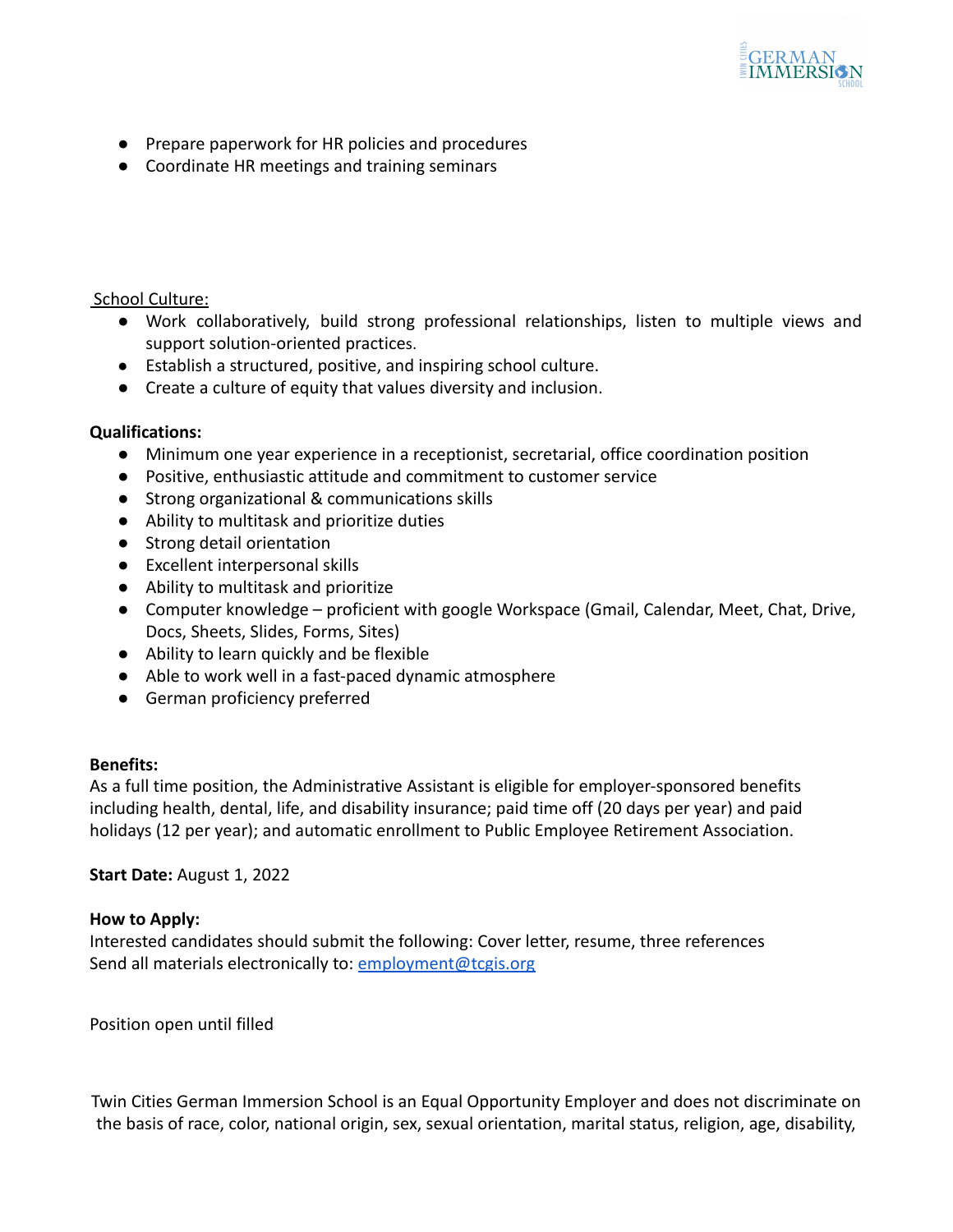- Prepare paperwork for HR policies and procedures
- Coordinate HR meetings and training seminars

School Culture:

- Work collaboratively, build strong professional relationships, listen to multiple views and support solution-oriented practices.
- Establish a structured, positive, and inspiring school culture.
- Create a culture of equity that values diversity and inclusion.

**Qualifications:**

- Minimum one year experience in a receptionist, secretarial, office coordination position
- Positive, enthusiastic attitude and commitment to customer service
- Strong organizational & communications skills
- Ability to multitask and prioritize duties
- Strong detail orientation
- Excellent interpersonal skills
- Ability to multitask and prioritize
- Computer knowledge – proficient with google Workspace (Gmail, Calendar, Meet, Chat, Drive, Docs, Sheets, Slides, Forms, Sites)
- Ability to learn quickly and be flexible
- Able to work well in a fast-paced dynamic atmosphere
- German proficiency preferred

**Benefits:**
As a full time position, the Administrative Assistant is eligible for employer-sponsored benefits including health, dental, life, and disability insurance; paid time off (20 days per year) and paid holidays (12 per year); and automatic enrollment to Public Employee Retirement Association.

**Start Date:** August 1, 2022

**How to Apply:**
Interested candidates should submit the following: Cover letter, resume, three references
Send all materials electronically to: employment@tcgis.org

Position open until filled

Twin Cities German Immersion School is an Equal Opportunity Employer and does not discriminate on the basis of race, color, national origin, sex, sexual orientation, marital status, religion, age, disability,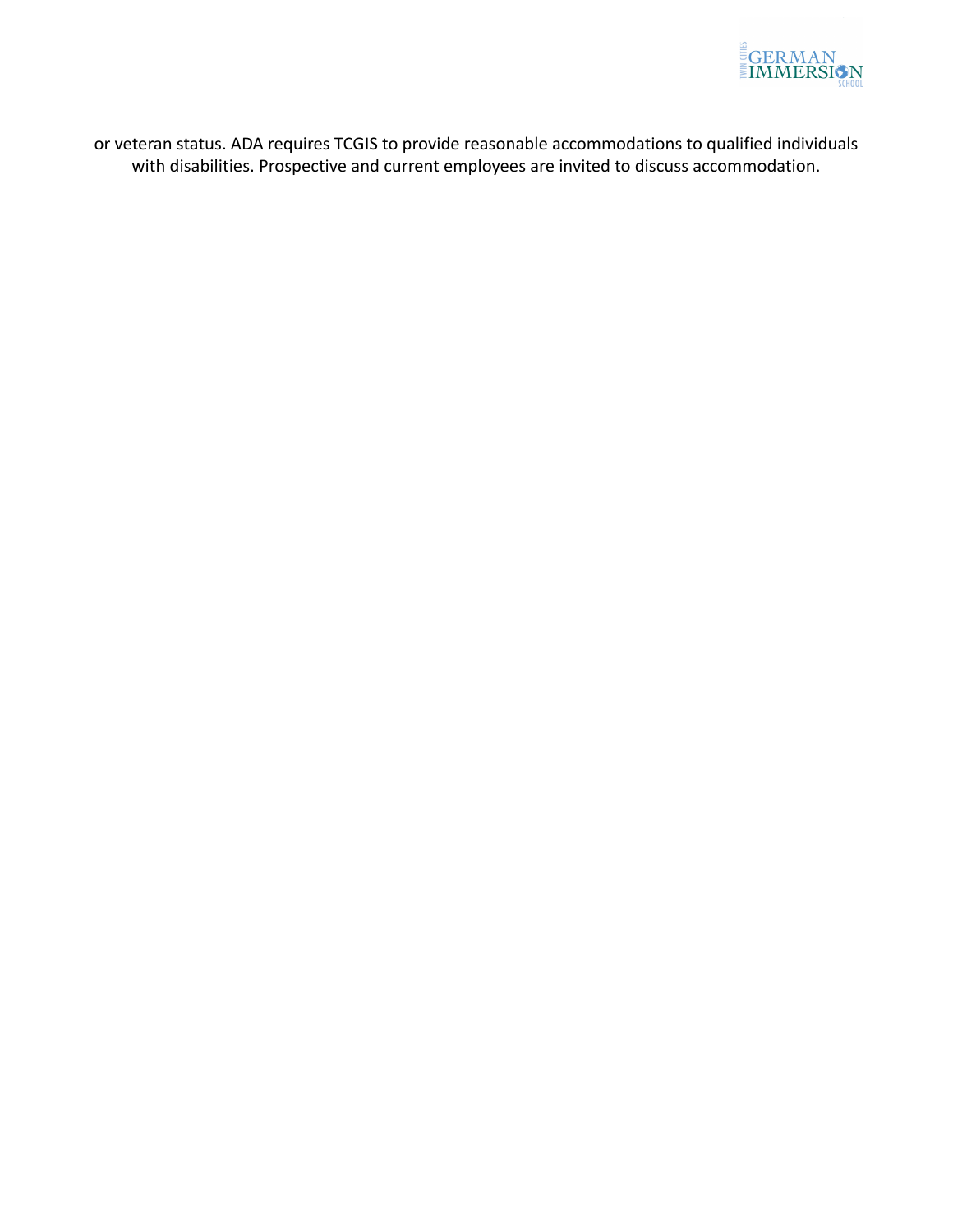or veteran status. ADA requires TCGIS to provide reasonable accommodations to qualified individuals with disabilities. Prospective and current employees are invited to discuss accommodation.